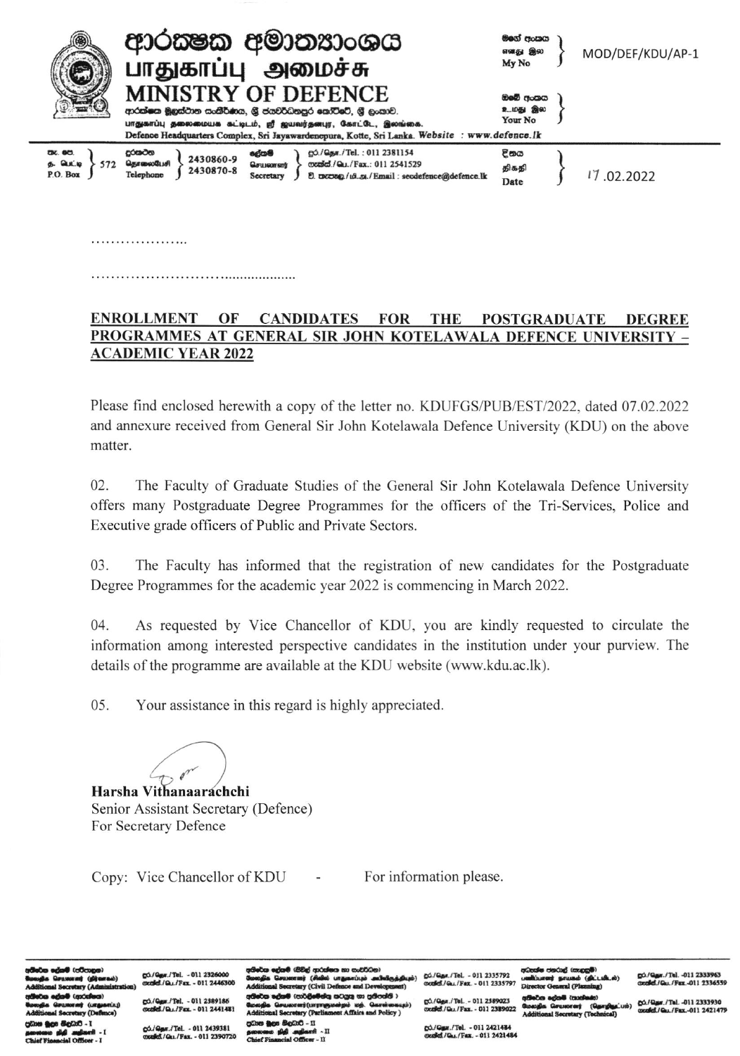# ආරක්ෂක අමාත්‍යාංශය
# பாதுகாப்பு அமைச்சு
# MINISTRY OF DEFENCE

ආරක්ෂක මූලස්ථාන සංකීර්ණය, ශ්‍රී ජයවර්ධනපුර කෝට්ටේ, ශ්‍රී ලංකාව.
பாதுகாப்பு தலைமையக கட்டிடம், ஸ்ரீ ஜயவர்தனபுர, கோட்டே, இலங்கை.
Defence Headquarters Complex, Sri Jayawardenepura, Kotte, Sri Lanka. Website : www.defence.lk

My No: MOD/DEF/KDU/AP-1

Your No:

P.O. Box 572 | Telephone 2430860-9, 2430870-8 | Secretary Tel.: 011 2381154, Fax.: 011 2541529, Email : secdefence@defence.lk

Date: 17.02.2022

....................

..........................................

**ENROLLMENT OF CANDIDATES FOR THE POSTGRADUATE DEGREE PROGRAMMES AT GENERAL SIR JOHN KOTELAWALA DEFENCE UNIVERSITY – ACADEMIC YEAR 2022**

Please find enclosed herewith a copy of the letter no. KDUFGS/PUB/EST/2022, dated 07.02.2022 and annexure received from General Sir John Kotelawala Defence University (KDU) on the above matter.

02. The Faculty of Graduate Studies of the General Sir John Kotelawala Defence University offers many Postgraduate Degree Programmes for the officers of the Tri-Services, Police and Executive grade officers of Public and Private Sectors.

03. The Faculty has informed that the registration of new candidates for the Postgraduate Degree Programmes for the academic year 2022 is commencing in March 2022.

04. As requested by Vice Chancellor of KDU, you are kindly requested to circulate the information among interested perspective candidates in the institution under your purview. The details of the programme are available at the KDU website (www.kdu.ac.lk).

05. Your assistance in this regard is highly appreciated.

**Harsha Vithanaarachchi**
Senior Assistant Secretary (Defence)
For Secretary Defence

Copy: Vice Chancellor of KDU - For information please.

Additional Secretary (Administration) Tel. - 011 2326000, Fax. - 011 2446300
Additional Secretary (Defence) Tel. - 011 2389186, Fax. - 011 2441481
Chief Financial Officer - I Tel. - 011 2439381, Fax. - 011 2390720
Additional Secretary (Civil Defence and Development) Tel. - 011 2335792, Fax. - 011 2335797
Additional Secretary (Parliament Affairs and Policy) Tel. - 011 2389023, Fax. - 011 2389022
Chief Financial Officer - II Tel. - 011 2421484, Fax. - 011 2421484
Director General (Planning) Tel. - 011 2333963, Fax. - 011 2336559
Additional Secretary (Technical) Tel. - 011 2333930, Fax. - 011 2421479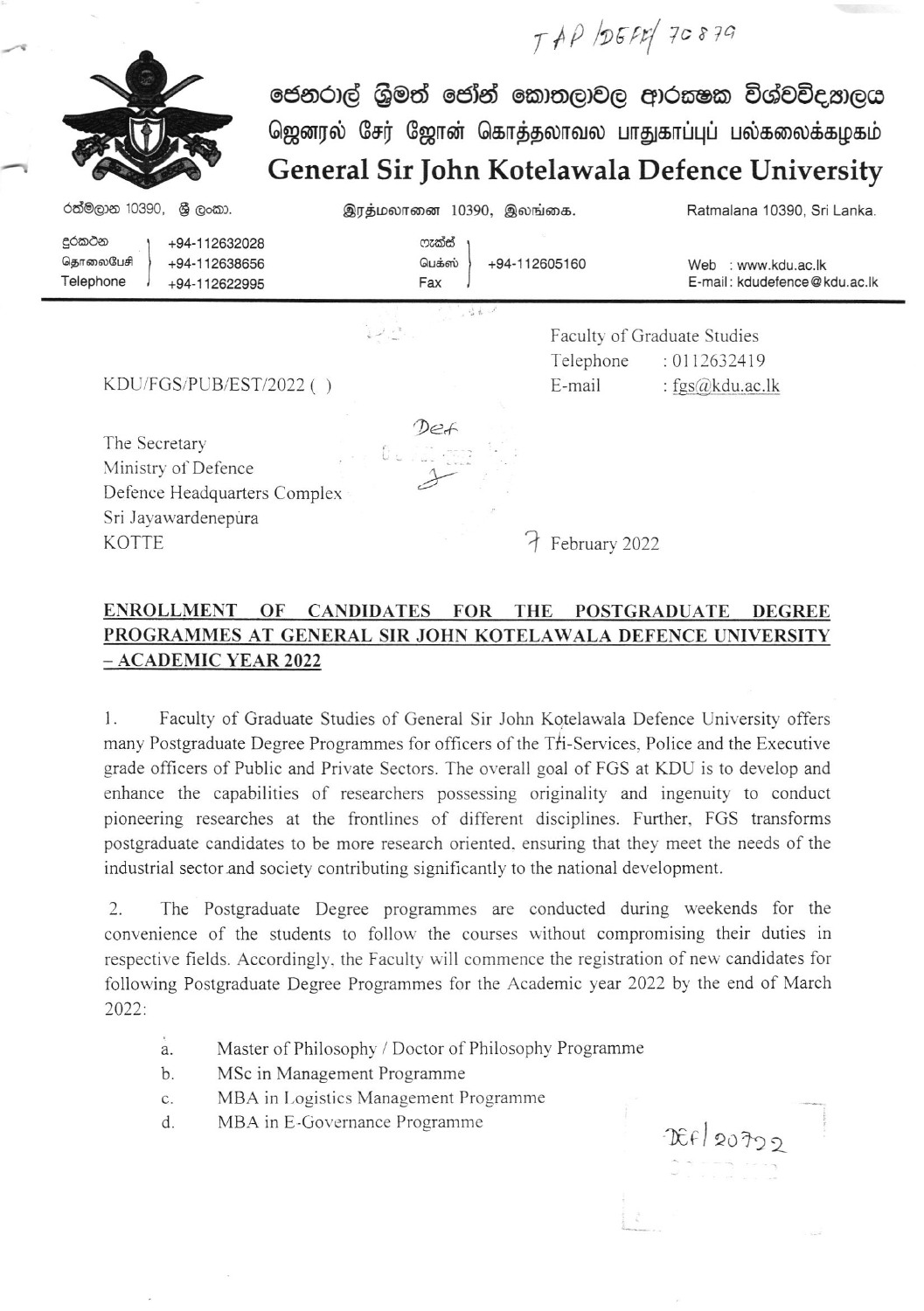TAP/DEFF/70879

ජෙනරාල් ශ්‍රීමත් ජෝන් කොතලාවල ආරක්ෂක විශ්වවිද්‍යාලය
ஜெனரல் சேர் ஜோன் கொத்தலாவல பாதுகாப்புப் பல்கலைக்கழகம்
**General Sir John Kotelawala Defence University**

රත්මලාන 10390, ශ්‍රී ලංකා. | இரத்மலானை 10390, இலங்கை. | Ratmalana 10390, Sri Lanka.

දුරකථන / தொலைபேசி / Telephone: +94-112632028, +94-112638656, +94-112622995
ෆැක්ස් / பெக்ஸ் / Fax: +94-112605160
Web : www.kdu.ac.lk
E-mail: kdudefence@kdu.ac.lk

Faculty of Graduate Studies
Telephone : 0112632419
E-mail : fgs@kdu.ac.lk

KDU/FGS/PUB/EST/2022 ( )

The Secretary
Ministry of Defence
Defence Headquarters Complex
Sri Jayawardenepura
KOTTE

7 February 2022

Def

**ENROLLMENT OF CANDIDATES FOR THE POSTGRADUATE DEGREE PROGRAMMES AT GENERAL SIR JOHN KOTELAWALA DEFENCE UNIVERSITY – ACADEMIC YEAR 2022**

1. Faculty of Graduate Studies of General Sir John Kotelawala Defence University offers many Postgraduate Degree Programmes for officers of the Tri-Services, Police and the Executive grade officers of Public and Private Sectors. The overall goal of FGS at KDU is to develop and enhance the capabilities of researchers possessing originality and ingenuity to conduct pioneering researches at the frontlines of different disciplines. Further, FGS transforms postgraduate candidates to be more research oriented, ensuring that they meet the needs of the industrial sector and society contributing significantly to the national development.

2. The Postgraduate Degree programmes are conducted during weekends for the convenience of the students to follow the courses without compromising their duties in respective fields. Accordingly, the Faculty will commence the registration of new candidates for following Postgraduate Degree Programmes for the Academic year 2022 by the end of March 2022:

   a. Master of Philosophy / Doctor of Philosophy Programme
   b. MSc in Management Programme
   c. MBA in Logistics Management Programme
   d. MBA in E-Governance Programme

DEF/20792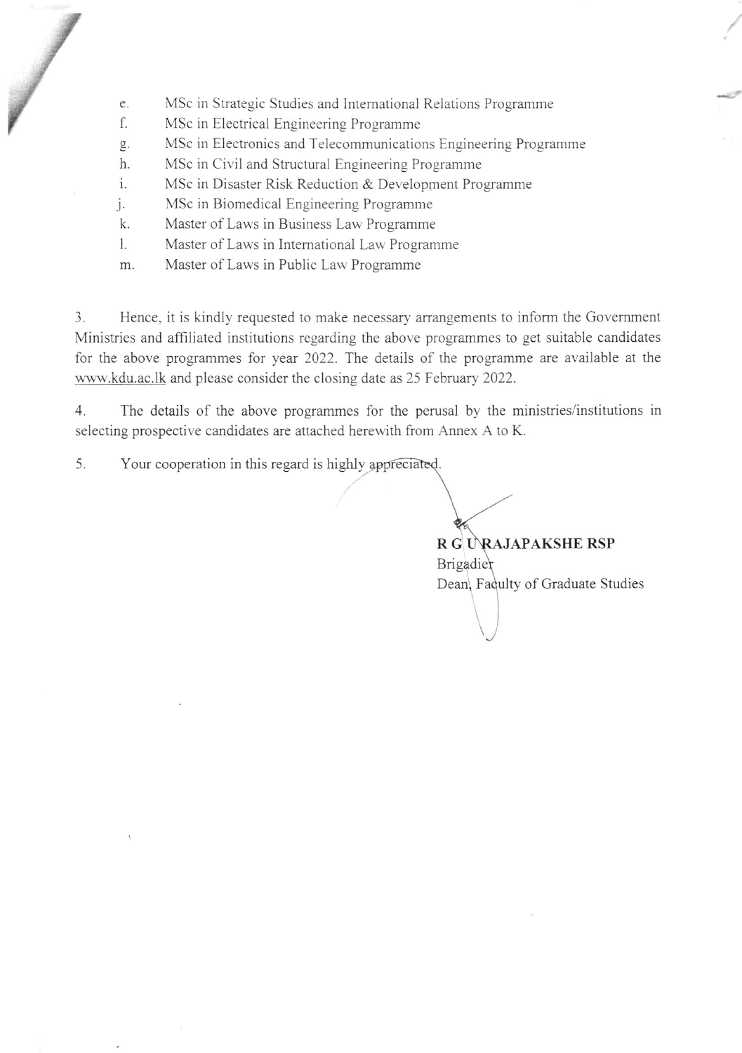e. MSc in Strategic Studies and International Relations Programme
f. MSc in Electrical Engineering Programme
g. MSc in Electronics and Telecommunications Engineering Programme
h. MSc in Civil and Structural Engineering Programme
i. MSc in Disaster Risk Reduction & Development Programme
j. MSc in Biomedical Engineering Programme
k. Master of Laws in Business Law Programme
l. Master of Laws in International Law Programme
m. Master of Laws in Public Law Programme

3. Hence, it is kindly requested to make necessary arrangements to inform the Government Ministries and affiliated institutions regarding the above programmes to get suitable candidates for the above programmes for year 2022. The details of the programme are available at the www.kdu.ac.lk and please consider the closing date as 25 February 2022.

4. The details of the above programmes for the perusal by the ministries/institutions in selecting prospective candidates are attached herewith from Annex A to K.

5. Your cooperation in this regard is highly appreciated.

**R G U RAJAPAKSHE RSP**
Brigadier
Dean, Faculty of Graduate Studies